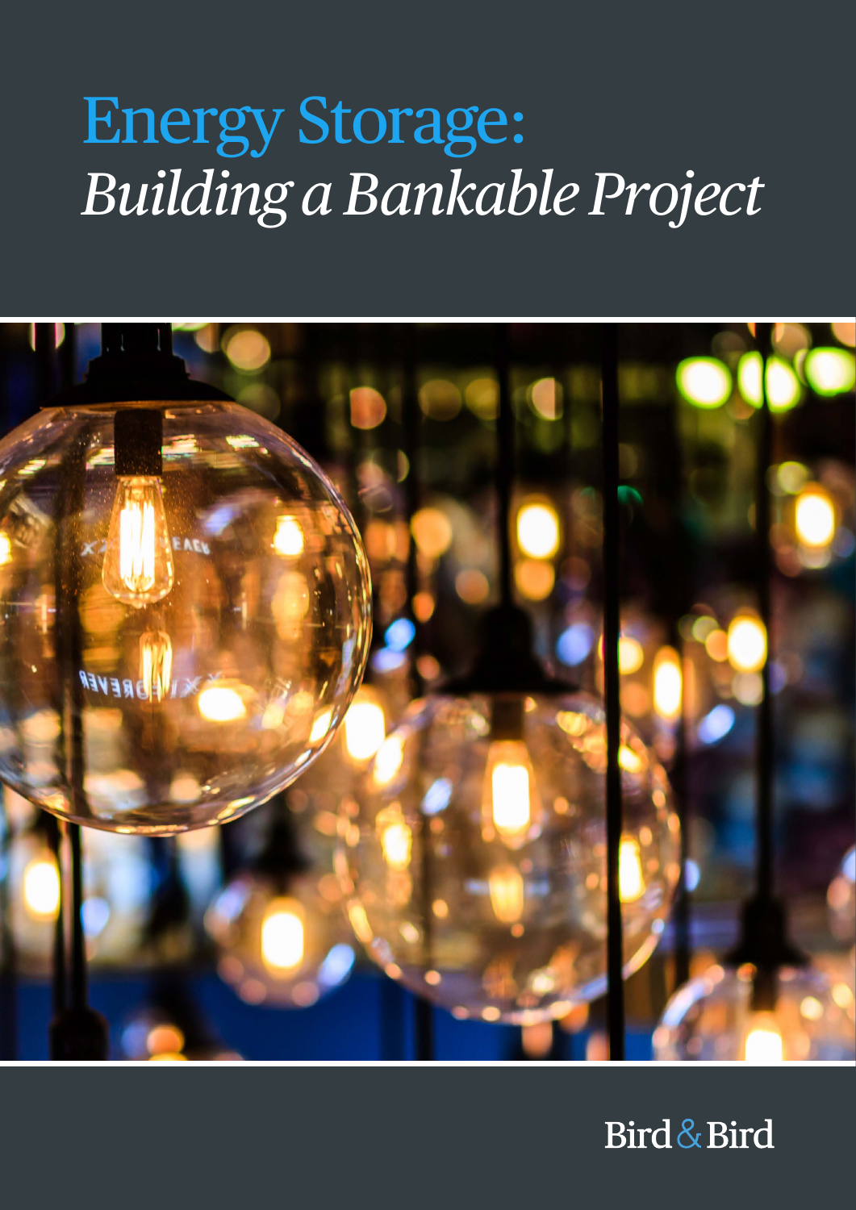# Energy Storage: *Building a Bankable Project*

Bird & Bird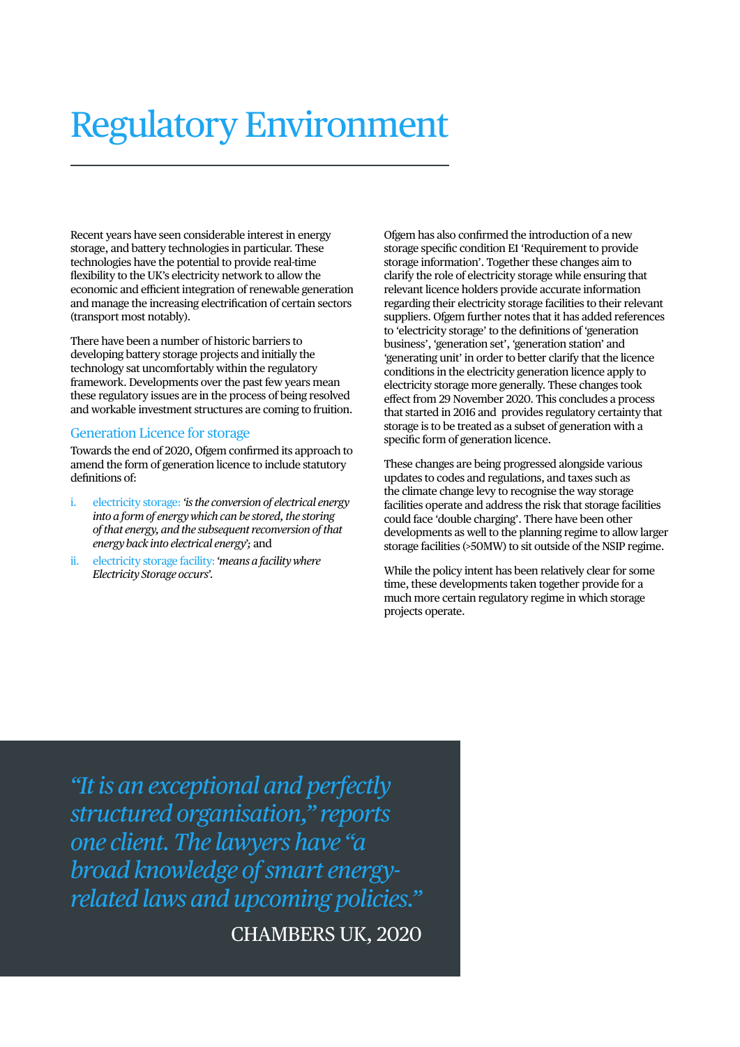# Regulatory Environment

Recent years have seen considerable interest in energy storage, and battery technologies in particular. These technologies have the potential to provide real-time flexibility to the UK's electricity network to allow the economic and efficient integration of renewable generation and manage the increasing electrification of certain sectors (transport most notably).

There have been a number of historic barriers to developing battery storage projects and initially the technology sat uncomfortably within the regulatory framework. Developments over the past few years mean these regulatory issues are in the process of being resolved and workable investment structures are coming to fruition.

## Generation Licence for storage

Towards the end of 2020, Ofgem confirmed its approach to amend the form of generation licence to include statutory definitions of:

i. electricity storage: *'is the conversion of electrical energy into a form of energy which can be stored, the storing of that energy, and the subsequent reconversion of that energy back into electrical energy'*; and

ii. electricity storage facility: *'means a facility where Electricity Storage occurs'*.

Ofgem has also confirmed the introduction of a new storage specific condition E1 'Requirement to provide storage information'. Together these changes aim to clarify the role of electricity storage while ensuring that relevant licence holders provide accurate information regarding their electricity storage facilities to their relevant suppliers. Ofgem further notes that it has added references to 'electricity storage' to the definitions of 'generation business', 'generation set', 'generation station' and 'generating unit' in order to better clarify that the licence conditions in the electricity generation licence apply to electricity storage more generally. These changes took effect from 29 November 2020. This concludes a process that started in 2016 and provides regulatory certainty that storage is to be treated as a subset of generation with a specific form of generation licence.

These changes are being progressed alongside various updates to codes and regulations, and taxes such as the climate change levy to recognise the way storage facilities operate and address the risk that storage facilities could face 'double charging'. There have been other developments as well to the planning regime to allow larger storage facilities (>50MW) to sit outside of the NSIP regime.

While the policy intent has been relatively clear for some time, these developments taken together provide for a much more certain regulatory regime in which storage projects operate.

> *"It is an exceptional and perfectly structured organisation," reports one client. The lawyers have "a broad knowledge of smart energy-related laws and upcoming policies."*
>
> CHAMBERS UK, 2020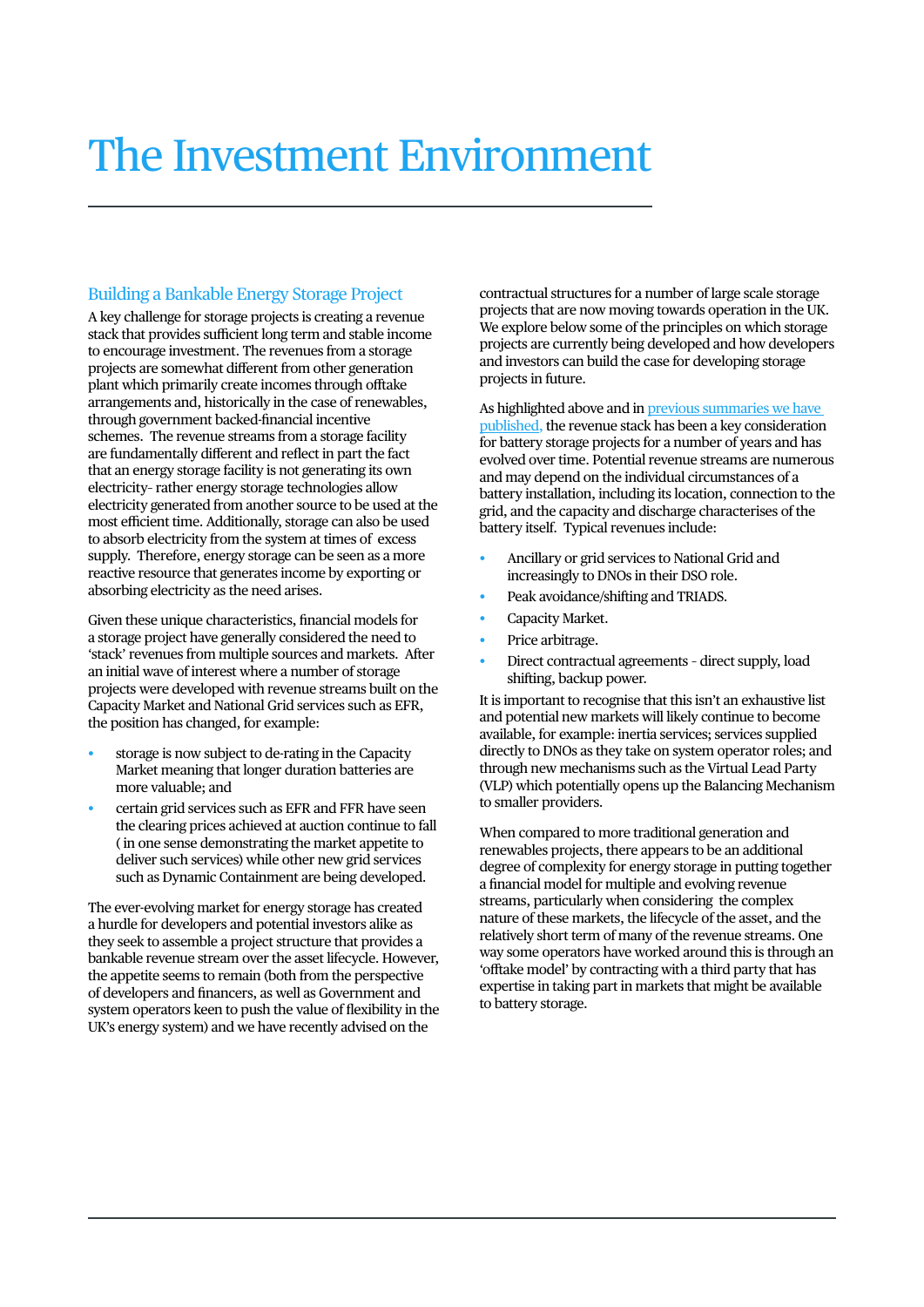# The Investment Environment

## Building a Bankable Energy Storage Project

A key challenge for storage projects is creating a revenue stack that provides sufficient long term and stable income to encourage investment. The revenues from a storage projects are somewhat different from other generation plant which primarily create incomes through offtake arrangements and, historically in the case of renewables, through government backed-financial incentive schemes. The revenue streams from a storage facility are fundamentally different and reflect in part the fact that an energy storage facility is not generating its own electricity- rather energy storage technologies allow electricity generated from another source to be used at the most efficient time. Additionally, storage can also be used to absorb electricity from the system at times of excess supply. Therefore, energy storage can be seen as a more reactive resource that generates income by exporting or absorbing electricity as the need arises.

Given these unique characteristics, financial models for a storage project have generally considered the need to 'stack' revenues from multiple sources and markets. After an initial wave of interest where a number of storage projects were developed with revenue streams built on the Capacity Market and National Grid services such as EFR, the position has changed, for example:

- storage is now subject to de-rating in the Capacity Market meaning that longer duration batteries are more valuable; and
- certain grid services such as EFR and FFR have seen the clearing prices achieved at auction continue to fall ( in one sense demonstrating the market appetite to deliver such services) while other new grid services such as Dynamic Containment are being developed.

The ever-evolving market for energy storage has created a hurdle for developers and potential investors alike as they seek to assemble a project structure that provides a bankable revenue stream over the asset lifecycle. However, the appetite seems to remain (both from the perspective of developers and financers, as well as Government and system operators keen to push the value of flexibility in the UK's energy system) and we have recently advised on the contractual structures for a number of large scale storage projects that are now moving towards operation in the UK. We explore below some of the principles on which storage projects are currently being developed and how developers and investors can build the case for developing storage projects in future.

As highlighted above and in previous summaries we have published, the revenue stack has been a key consideration for battery storage projects for a number of years and has evolved over time. Potential revenue streams are numerous and may depend on the individual circumstances of a battery installation, including its location, connection to the grid, and the capacity and discharge characterises of the battery itself. Typical revenues include:

- Ancillary or grid services to National Grid and increasingly to DNOs in their DSO role.
- Peak avoidance/shifting and TRIADS.
- Capacity Market.
- Price arbitrage.
- Direct contractual agreements - direct supply, load shifting, backup power.

It is important to recognise that this isn't an exhaustive list and potential new markets will likely continue to become available, for example: inertia services; services supplied directly to DNOs as they take on system operator roles; and through new mechanisms such as the Virtual Lead Party (VLP) which potentially opens up the Balancing Mechanism to smaller providers.

When compared to more traditional generation and renewables projects, there appears to be an additional degree of complexity for energy storage in putting together a financial model for multiple and evolving revenue streams, particularly when considering the complex nature of these markets, the lifecycle of the asset, and the relatively short term of many of the revenue streams. One way some operators have worked around this is through an 'offtake model' by contracting with a third party that has expertise in taking part in markets that might be available to battery storage.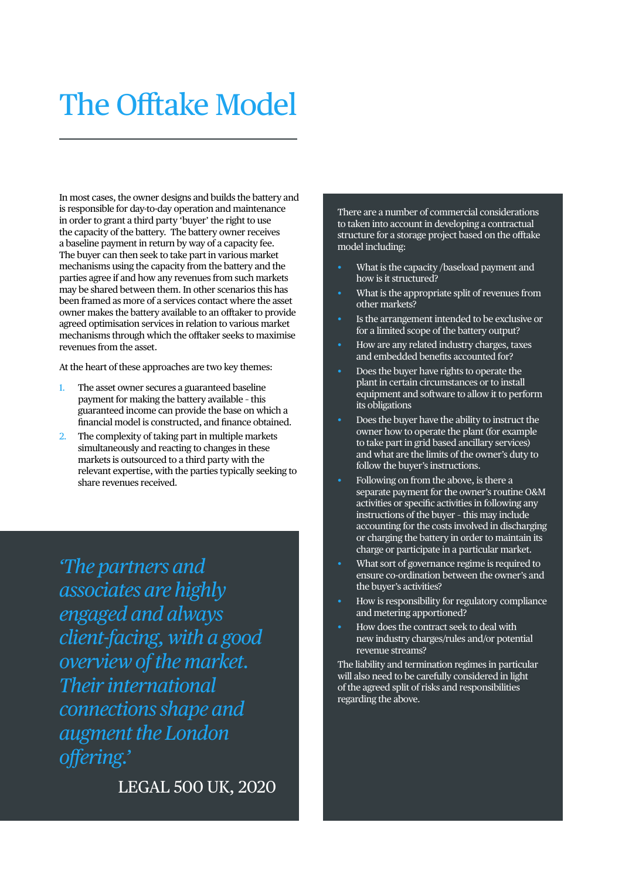# The Offtake Model

In most cases, the owner designs and builds the battery and is responsible for day-to-day operation and maintenance in order to grant a third party 'buyer' the right to use the capacity of the battery. The battery owner receives a baseline payment in return by way of a capacity fee. The buyer can then seek to take part in various market mechanisms using the capacity from the battery and the parties agree if and how any revenues from such markets may be shared between them. In other scenarios this has been framed as more of a services contact where the asset owner makes the battery available to an offtaker to provide agreed optimisation services in relation to various market mechanisms through which the offtaker seeks to maximise revenues from the asset.

At the heart of these approaches are two key themes:

1. The asset owner secures a guaranteed baseline payment for making the battery available - this guaranteed income can provide the base on which a financial model is constructed, and finance obtained.
2. The complexity of taking part in multiple markets simultaneously and reacting to changes in these markets is outsourced to a third party with the relevant expertise, with the parties typically seeking to share revenues received.

*'The partners and associates are highly engaged and always client-facing, with a good overview of the market. Their international connections shape and augment the London offering.'*

LEGAL 500 UK, 2020

There are a number of commercial considerations to taken into account in developing a contractual structure for a storage project based on the offtake model including:

- What is the capacity /baseload payment and how is it structured?
- What is the appropriate split of revenues from other markets?
- Is the arrangement intended to be exclusive or for a limited scope of the battery output?
- How are any related industry charges, taxes and embedded benefits accounted for?
- Does the buyer have rights to operate the plant in certain circumstances or to install equipment and software to allow it to perform its obligations
- Does the buyer have the ability to instruct the owner how to operate the plant (for example to take part in grid based ancillary services) and what are the limits of the owner's duty to follow the buyer's instructions.
- Following on from the above, is there a separate payment for the owner's routine O&M activities or specific activities in following any instructions of the buyer - this may include accounting for the costs involved in discharging or charging the battery in order to maintain its charge or participate in a particular market.
- What sort of governance regime is required to ensure co-ordination between the owner's and the buyer's activities?
- How is responsibility for regulatory compliance and metering apportioned?
- How does the contract seek to deal with new industry charges/rules and/or potential revenue streams?

The liability and termination regimes in particular will also need to be carefully considered in light of the agreed split of risks and responsibilities regarding the above.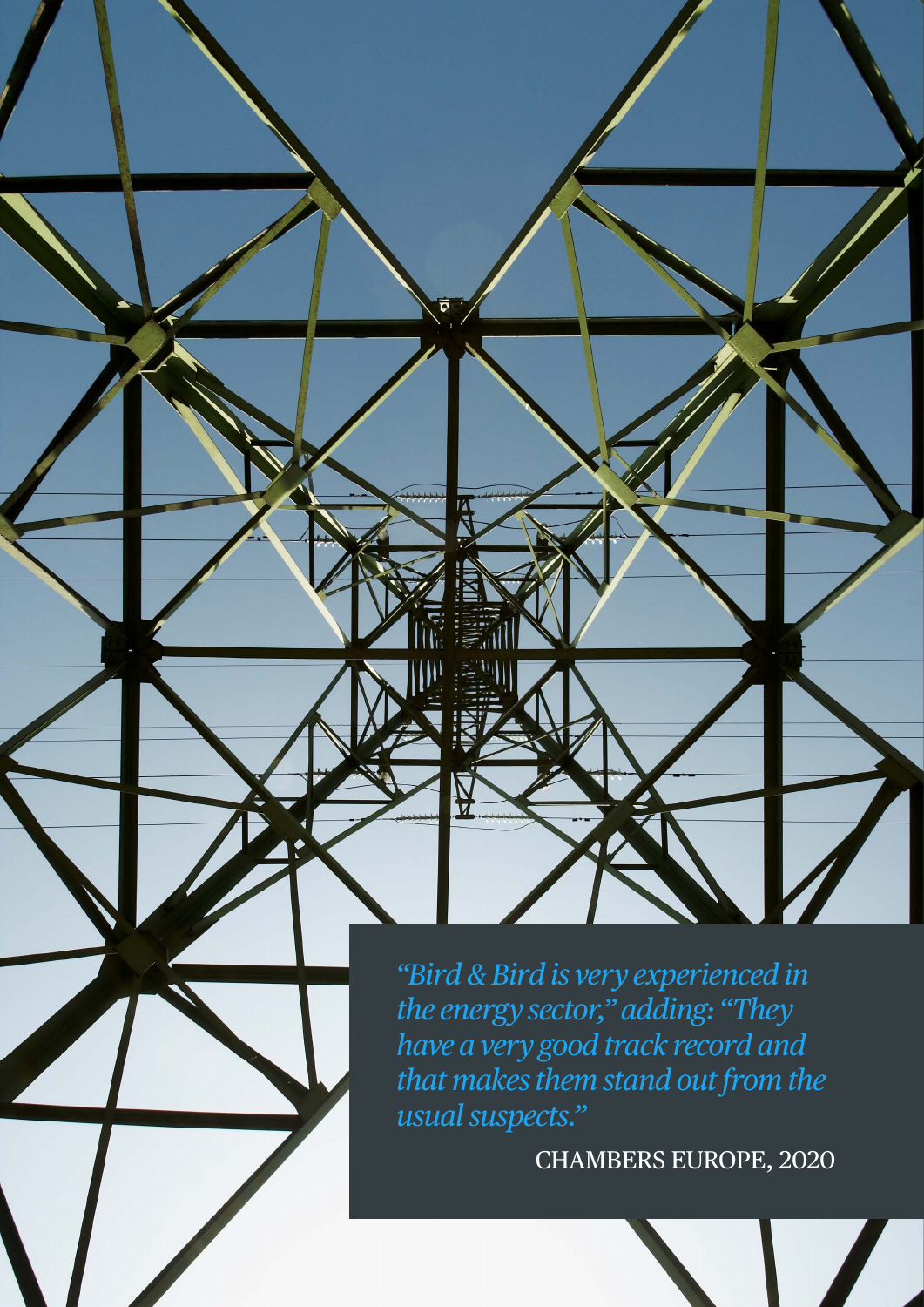*"Bird & Bird is very experienced in the energy sector," adding: "They have a very good track record and that makes them stand out from the usual suspects."*

CHAMBERS EUROPE, 2020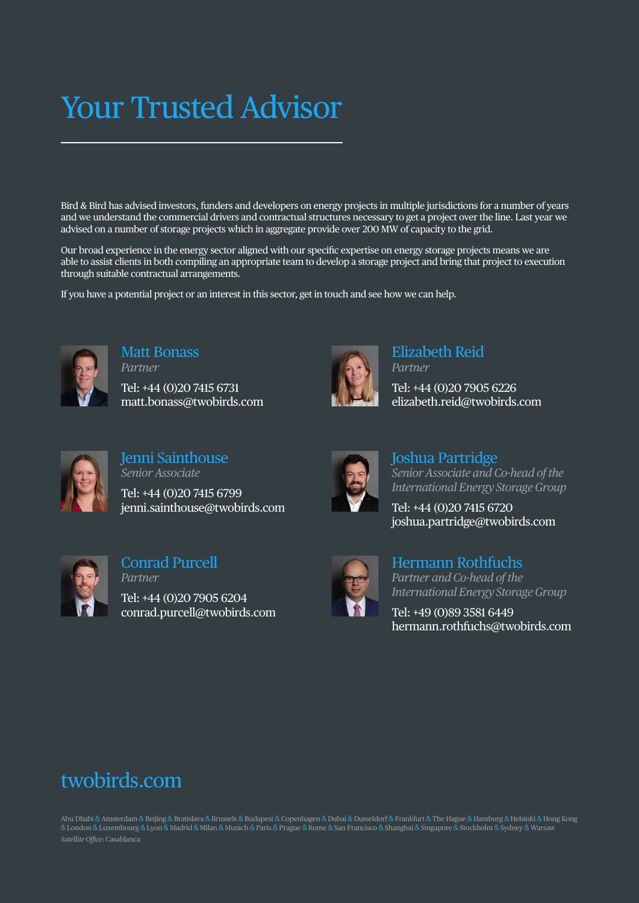# Your Trusted Advisor

Bird & Bird has advised investors, funders and developers on energy projects in multiple jurisdictions for a number of years and we understand the commercial drivers and contractual structures necessary to get a project over the line. Last year we advised on a number of storage projects which in aggregate provide over 200 MW of capacity to the grid.

Our broad experience in the energy sector aligned with our specific expertise on energy storage projects means we are able to assist clients in both compiling an appropriate team to develop a storage project and bring that project to execution through suitable contractual arrangements.

If you have a potential project or an interest in this sector, get in touch and see how we can help.

### Matt Bonass
*Partner*

Tel: +44 (0)20 7415 6731
matt.bonass@twobirds.com

### Elizabeth Reid
*Partner*

Tel: +44 (0)20 7905 6226
elizabeth.reid@twobirds.com

### Jenni Sainthouse
*Senior Associate*

Tel: +44 (0)20 7415 6799
jenni.sainthouse@twobirds.com

### Joshua Partridge
*Senior Associate and Co-head of the International Energy Storage Group*

Tel: +44 (0)20 7415 6720
joshua.partridge@twobirds.com

### Conrad Purcell
*Partner*

Tel: +44 (0)20 7905 6204
conrad.purcell@twobirds.com

### Hermann Rothfuchs
*Partner and Co-head of the International Energy Storage Group*

Tel: +49 (0)89 3581 6449
hermann.rothfuchs@twobirds.com

## twobirds.com

Abu Dhabi & Amsterdam & Beijing & Bratislava & Brussels & Budapest & Copenhagen & Dubai & Dusseldorf & Frankfurt & The Hague & Hamburg & Helsinki & Hong Kong & London & Luxembourg & Lyon & Madrid & Milan & Munich & Paris & Prague & Rome & San Francisco & Shanghai & Singapore & Stockholm & Sydney & Warsaw

*Satellite Office:* Casablanca